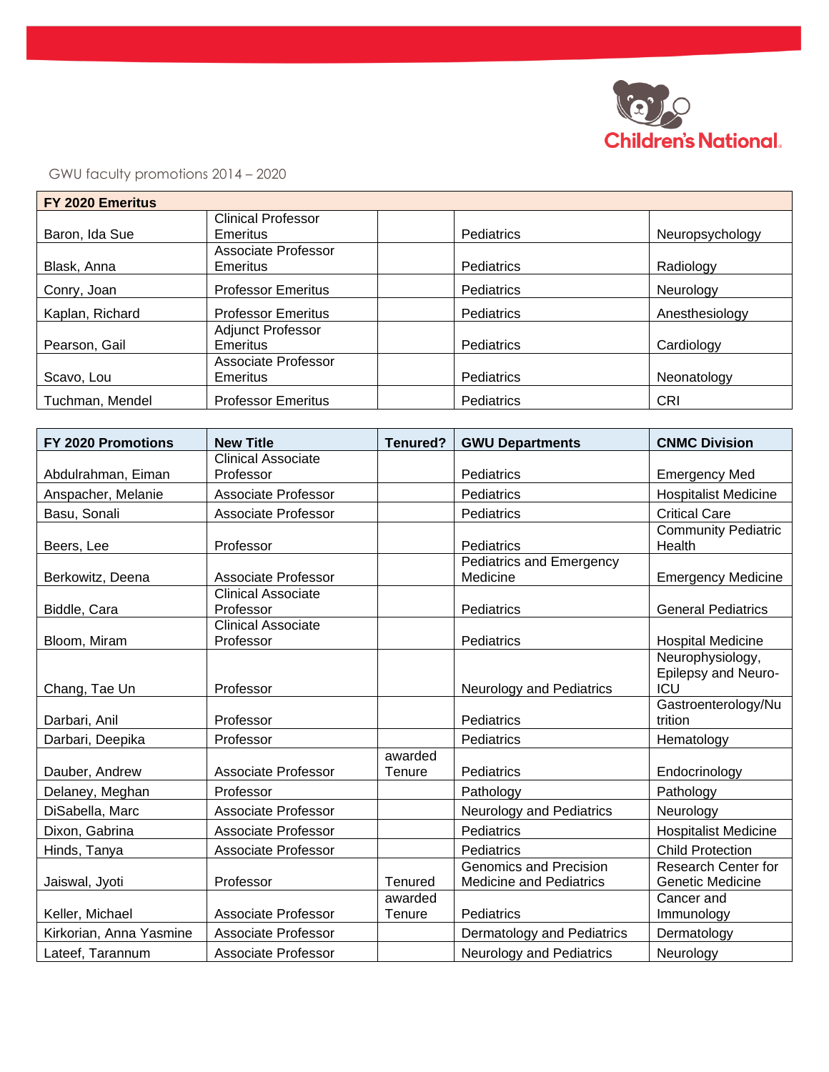Children's National

GWU faculty promotions 2014 – 2020

| FY 2020 Emeritus | | | | |
|---|---|---|---|---|
| Baron, Ida Sue | Clinical Professor Emeritus | | Pediatrics | Neuropsychology |
| Blask, Anna | Associate Professor Emeritus | | Pediatrics | Radiology |
| Conry, Joan | Professor Emeritus | | Pediatrics | Neurology |
| Kaplan, Richard | Professor Emeritus | | Pediatrics | Anesthesiology |
| Pearson, Gail | Adjunct Professor Emeritus | | Pediatrics | Cardiology |
| Scavo, Lou | Associate Professor Emeritus | | Pediatrics | Neonatology |
| Tuchman, Mendel | Professor Emeritus | | Pediatrics | CRI |

| FY 2020 Promotions | New Title | Tenured? | GWU Departments | CNMC Division |
|---|---|---|---|---|
| Abdulrahman, Eiman | Clinical Associate Professor | | Pediatrics | Emergency Med |
| Anspacher, Melanie | Associate Professor | | Pediatrics | Hospitalist Medicine |
| Basu, Sonali | Associate Professor | | Pediatrics | Critical Care |
| Beers, Lee | Professor | | Pediatrics | Community Pediatric Health |
| Berkowitz, Deena | Associate Professor | | Pediatrics and Emergency Medicine | Emergency Medicine |
| Biddle, Cara | Clinical Associate Professor | | Pediatrics | General Pediatrics |
| Bloom, Miram | Clinical Associate Professor | | Pediatrics | Hospital Medicine |
| Chang, Tae Un | Professor | | Neurology and Pediatrics | Neurophysiology, Epilepsy and Neuro-ICU |
| Darbari, Anil | Professor | | Pediatrics | Gastroenterology/Nutrition |
| Darbari, Deepika | Professor | | Pediatrics | Hematology |
| Dauber, Andrew | Associate Professor | awarded Tenure | Pediatrics | Endocrinology |
| Delaney, Meghan | Professor | | Pathology | Pathology |
| DiSabella, Marc | Associate Professor | | Neurology and Pediatrics | Neurology |
| Dixon, Gabrina | Associate Professor | | Pediatrics | Hospitalist Medicine |
| Hinds, Tanya | Associate Professor | | Pediatrics | Child Protection |
| Jaiswal, Jyoti | Professor | Tenured | Genomics and Precision Medicine and Pediatrics | Research Center for Genetic Medicine |
| Keller, Michael | Associate Professor | awarded Tenure | Pediatrics | Cancer and Immunology |
| Kirkorian, Anna Yasmine | Associate Professor | | Dermatology and Pediatrics | Dermatology |
| Lateef, Tarannum | Associate Professor | | Neurology and Pediatrics | Neurology |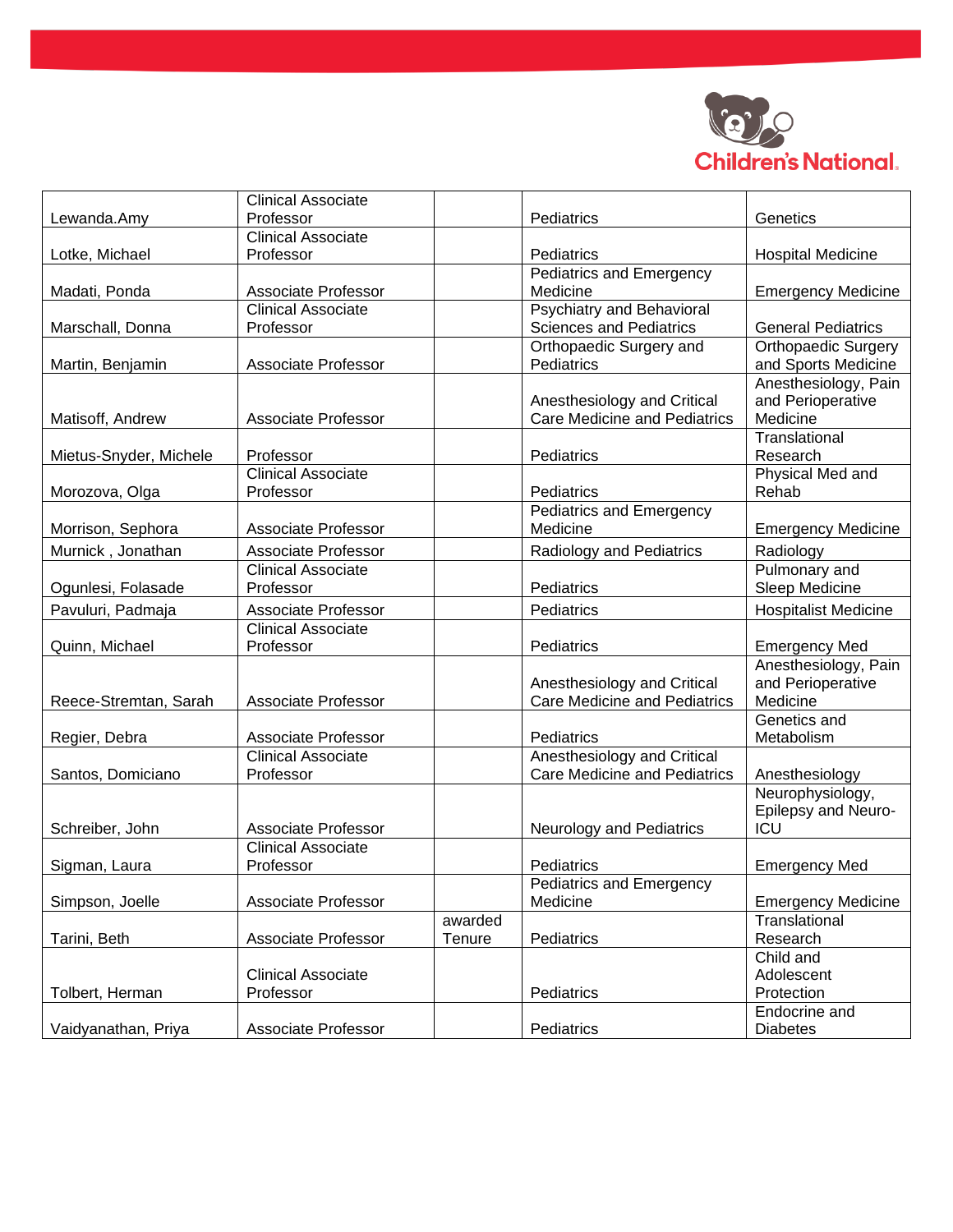| | | | | |
|---|---|---|---|---|
| Lewanda.Amy | Clinical Associate Professor | | Pediatrics | Genetics |
| Lotke, Michael | Clinical Associate Professor | | Pediatrics | Hospital Medicine |
| Madati, Ponda | Associate Professor | | Pediatrics and Emergency Medicine | Emergency Medicine |
| Marschall, Donna | Clinical Associate Professor | | Psychiatry and Behavioral Sciences and Pediatrics | General Pediatrics |
| Martin, Benjamin | Associate Professor | | Orthopaedic Surgery and Pediatrics | Orthopaedic Surgery and Sports Medicine |
| Matisoff, Andrew | Associate Professor | | Anesthesiology and Critical Care Medicine and Pediatrics | Anesthesiology, Pain and Perioperative Medicine |
| Mietus-Snyder, Michele | Professor | | Pediatrics | Translational Research |
| Morozova, Olga | Clinical Associate Professor | | Pediatrics | Physical Med and Rehab |
| Morrison, Sephora | Associate Professor | | Pediatrics and Emergency Medicine | Emergency Medicine |
| Murnick , Jonathan | Associate Professor | | Radiology and Pediatrics | Radiology |
| Ogunlesi, Folasade | Clinical Associate Professor | | Pediatrics | Pulmonary and Sleep Medicine |
| Pavuluri, Padmaja | Associate Professor | | Pediatrics | Hospitalist Medicine |
| Quinn, Michael | Clinical Associate Professor | | Pediatrics | Emergency Med |
| Reece-Stremtan, Sarah | Associate Professor | | Anesthesiology and Critical Care Medicine and Pediatrics | Anesthesiology, Pain and Perioperative Medicine |
| Regier, Debra | Associate Professor | | Pediatrics | Genetics and Metabolism |
| Santos, Domiciano | Clinical Associate Professor | | Anesthesiology and Critical Care Medicine and Pediatrics | Anesthesiology |
| Schreiber, John | Associate Professor | | Neurology and Pediatrics | Neurophysiology, Epilepsy and Neuro-ICU |
| Sigman, Laura | Clinical Associate Professor | | Pediatrics | Emergency Med |
| Simpson, Joelle | Associate Professor | | Pediatrics and Emergency Medicine | Emergency Medicine |
| Tarini, Beth | Associate Professor | awarded Tenure | Pediatrics | Translational Research |
| Tolbert, Herman | Clinical Associate Professor | | Pediatrics | Child and Adolescent Protection |
| Vaidyanathan, Priya | Associate Professor | | Pediatrics | Endocrine and Diabetes |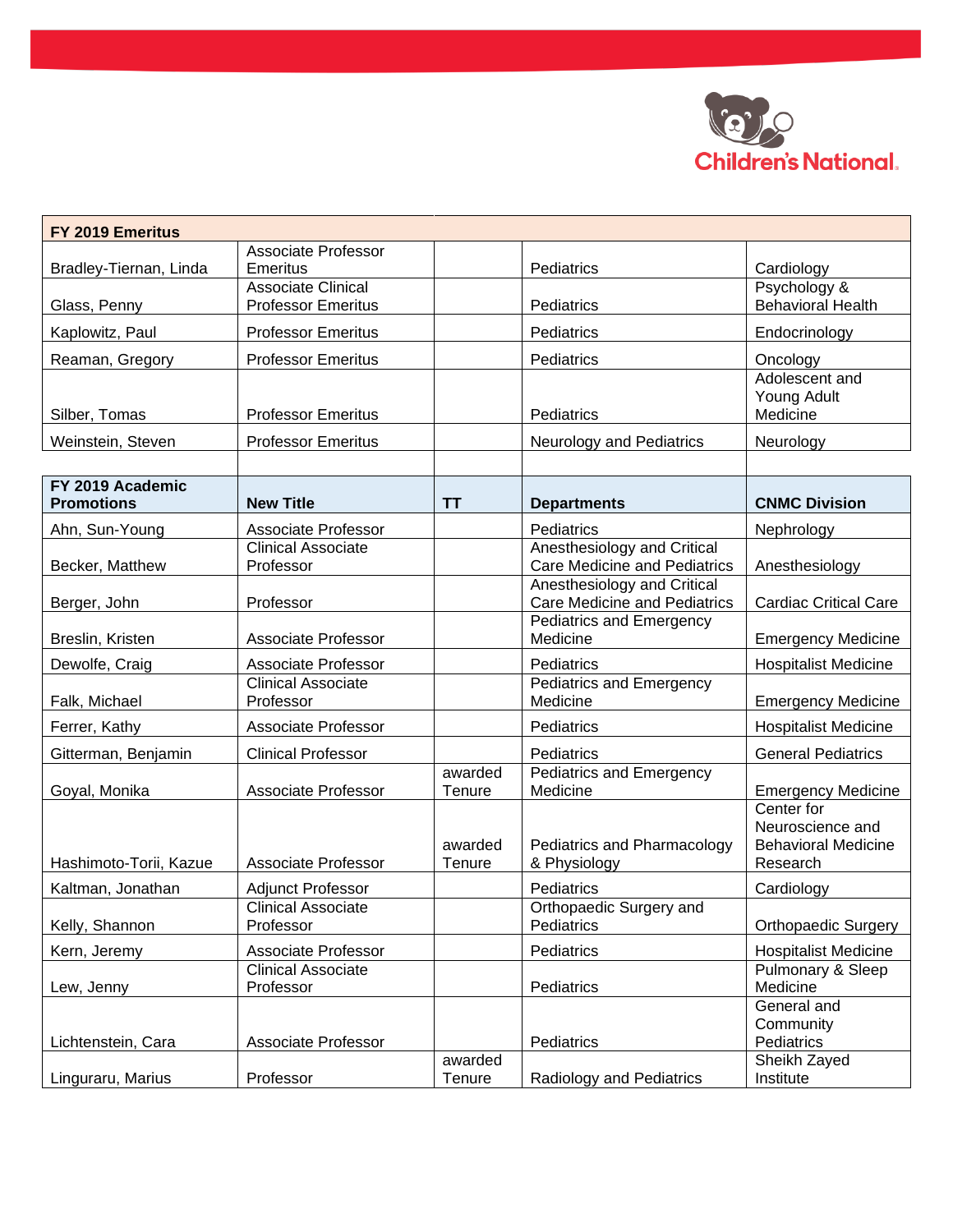| FY 2019 Emeritus | | | | |
|---|---|---|---|---|
| Bradley-Tiernan, Linda | Associate Professor Emeritus | | Pediatrics | Cardiology |
| Glass, Penny | Associate Clinical Professor Emeritus | | Pediatrics | Psychology & Behavioral Health |
| Kaplowitz, Paul | Professor Emeritus | | Pediatrics | Endocrinology |
| Reaman, Gregory | Professor Emeritus | | Pediatrics | Oncology |
| Silber, Tomas | Professor Emeritus | | Pediatrics | Adolescent and Young Adult Medicine |
| Weinstein, Steven | Professor Emeritus | | Neurology and Pediatrics | Neurology |

| FY 2019 Academic Promotions | New Title | TT | Departments | CNMC Division |
|---|---|---|---|---|
| Ahn, Sun-Young | Associate Professor | | Pediatrics | Nephrology |
| Becker, Matthew | Clinical Associate Professor | | Anesthesiology and Critical Care Medicine and Pediatrics | Anesthesiology |
| Berger, John | Professor | | Anesthesiology and Critical Care Medicine and Pediatrics | Cardiac Critical Care |
| Breslin, Kristen | Associate Professor | | Pediatrics and Emergency Medicine | Emergency Medicine |
| Dewolfe, Craig | Associate Professor | | Pediatrics | Hospitalist Medicine |
| Falk, Michael | Clinical Associate Professor | | Pediatrics and Emergency Medicine | Emergency Medicine |
| Ferrer, Kathy | Associate Professor | | Pediatrics | Hospitalist Medicine |
| Gitterman, Benjamin | Clinical Professor | | Pediatrics | General Pediatrics |
| Goyal, Monika | Associate Professor | awarded Tenure | Pediatrics and Emergency Medicine | Emergency Medicine |
| Hashimoto-Torii, Kazue | Associate Professor | awarded Tenure | Pediatrics and Pharmacology & Physiology | Center for Neuroscience and Behavioral Medicine Research |
| Kaltman, Jonathan | Adjunct Professor | | Pediatrics | Cardiology |
| Kelly, Shannon | Clinical Associate Professor | | Orthopaedic Surgery and Pediatrics | Orthopaedic Surgery |
| Kern, Jeremy | Associate Professor | | Pediatrics | Hospitalist Medicine |
| Lew, Jenny | Clinical Associate Professor | | Pediatrics | Pulmonary & Sleep Medicine |
| Lichtenstein, Cara | Associate Professor | | Pediatrics | General and Community Pediatrics |
| Linguraru, Marius | Professor | awarded Tenure | Radiology and Pediatrics | Sheikh Zayed Institute |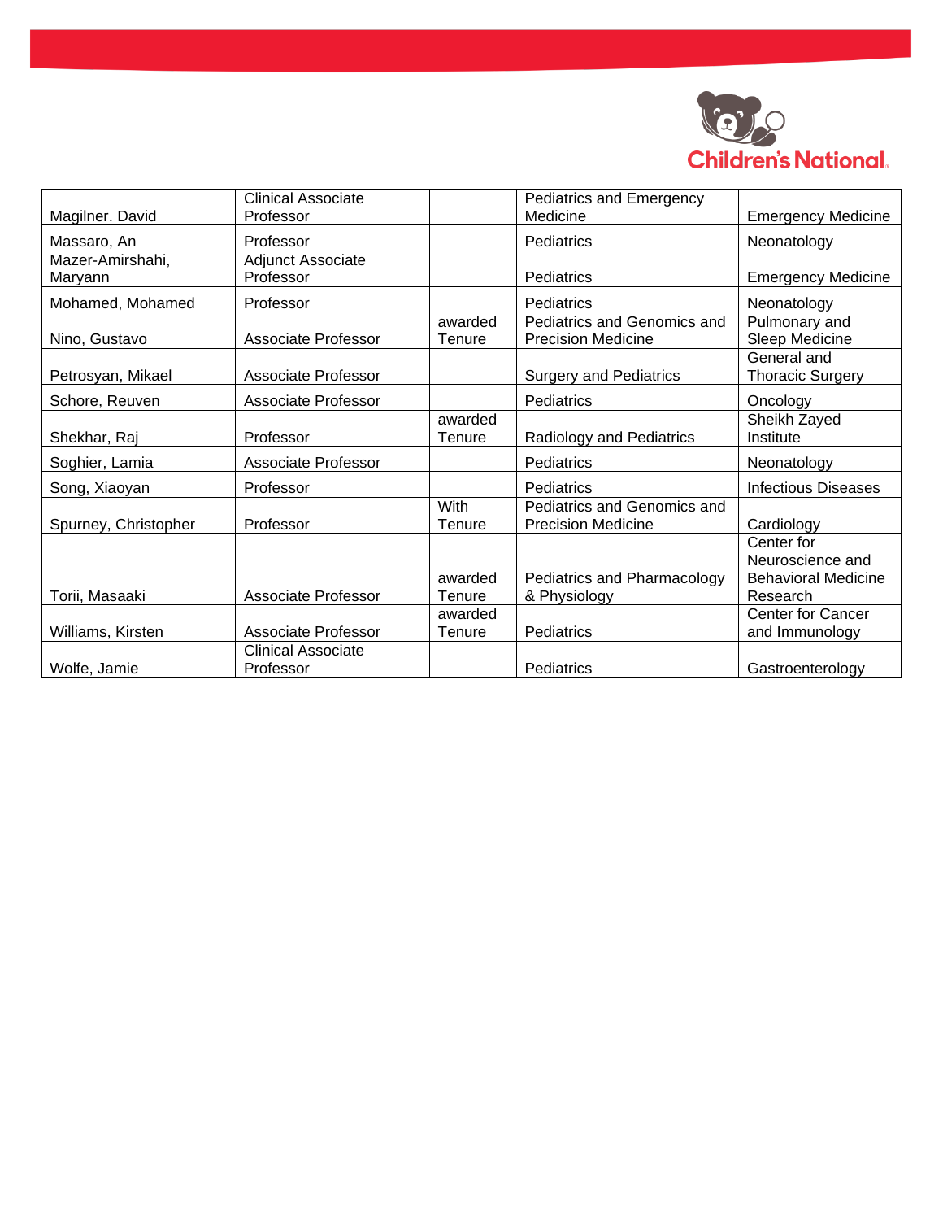| | | | | |
|---|---|---|---|---|
| Magilner. David | Clinical Associate Professor | | Pediatrics and Emergency Medicine | Emergency Medicine |
| Massaro, An | Professor | | Pediatrics | Neonatology |
| Mazer-Amirshahi, Maryann | Adjunct Associate Professor | | Pediatrics | Emergency Medicine |
| Mohamed, Mohamed | Professor | | Pediatrics | Neonatology |
| Nino, Gustavo | Associate Professor | awarded Tenure | Pediatrics and Genomics and Precision Medicine | Pulmonary and Sleep Medicine |
| Petrosyan, Mikael | Associate Professor | | Surgery and Pediatrics | General and Thoracic Surgery |
| Schore, Reuven | Associate Professor | | Pediatrics | Oncology |
| Shekhar, Raj | Professor | awarded Tenure | Radiology and Pediatrics | Sheikh Zayed Institute |
| Soghier, Lamia | Associate Professor | | Pediatrics | Neonatology |
| Song, Xiaoyan | Professor | | Pediatrics | Infectious Diseases |
| Spurney, Christopher | Professor | With Tenure | Pediatrics and Genomics and Precision Medicine | Cardiology |
| Torii, Masaaki | Associate Professor | awarded Tenure | Pediatrics and Pharmacology & Physiology | Center for Neuroscience and Behavioral Medicine Research |
| Williams, Kirsten | Associate Professor | awarded Tenure | Pediatrics | Center for Cancer and Immunology |
| Wolfe, Jamie | Clinical Associate Professor | | Pediatrics | Gastroenterology |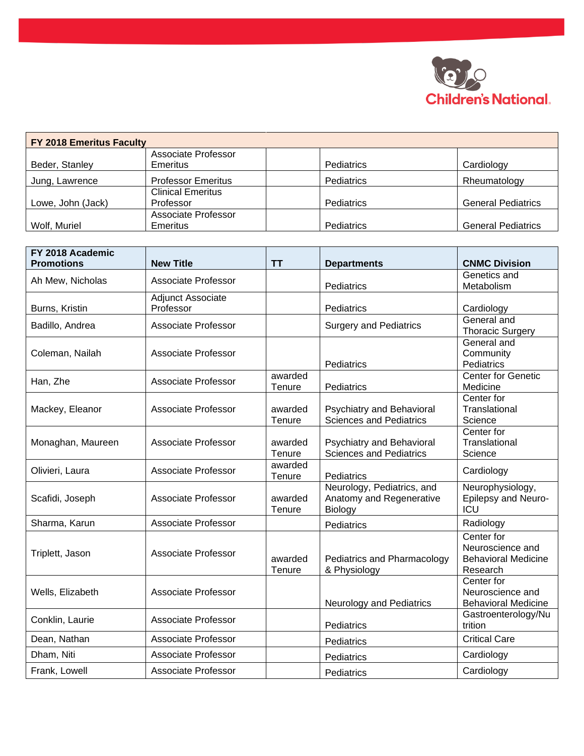| FY 2018 Emeritus Faculty | | | | |
|---|---|---|---|---|
| Beder, Stanley | Associate Professor Emeritus | | Pediatrics | Cardiology |
| Jung, Lawrence | Professor Emeritus | | Pediatrics | Rheumatology |
| Lowe, John (Jack) | Clinical Emeritus Professor | | Pediatrics | General Pediatrics |
| Wolf, Muriel | Associate Professor Emeritus | | Pediatrics | General Pediatrics |

| FY 2018 Academic Promotions | New Title | TT | Departments | CNMC Division |
|---|---|---|---|---|
| Ah Mew, Nicholas | Associate Professor | | Pediatrics | Genetics and Metabolism |
| Burns, Kristin | Adjunct Associate Professor | | Pediatrics | Cardiology |
| Badillo, Andrea | Associate Professor | | Surgery and Pediatrics | General and Thoracic Surgery |
| Coleman, Nailah | Associate Professor | | Pediatrics | General and Community Pediatrics |
| Han, Zhe | Associate Professor | awarded Tenure | Pediatrics | Center for Genetic Medicine |
| Mackey, Eleanor | Associate Professor | awarded Tenure | Psychiatry and Behavioral Sciences and Pediatrics | Center for Translational Science |
| Monaghan, Maureen | Associate Professor | awarded Tenure | Psychiatry and Behavioral Sciences and Pediatrics | Center for Translational Science |
| Olivieri, Laura | Associate Professor | awarded Tenure | Pediatrics | Cardiology |
| Scafidi, Joseph | Associate Professor | awarded Tenure | Neurology, Pediatrics, and Anatomy and Regenerative Biology | Neurophysiology, Epilepsy and Neuro-ICU |
| Sharma, Karun | Associate Professor | | Pediatrics | Radiology |
| Triplett, Jason | Associate Professor | awarded Tenure | Pediatrics and Pharmacology & Physiology | Center for Neuroscience and Behavioral Medicine Research |
| Wells, Elizabeth | Associate Professor | | Neurology and Pediatrics | Center for Neuroscience and Behavioral Medicine |
| Conklin, Laurie | Associate Professor | | Pediatrics | Gastroenterology/Nutrition |
| Dean, Nathan | Associate Professor | | Pediatrics | Critical Care |
| Dham, Niti | Associate Professor | | Pediatrics | Cardiology |
| Frank, Lowell | Associate Professor | | Pediatrics | Cardiology |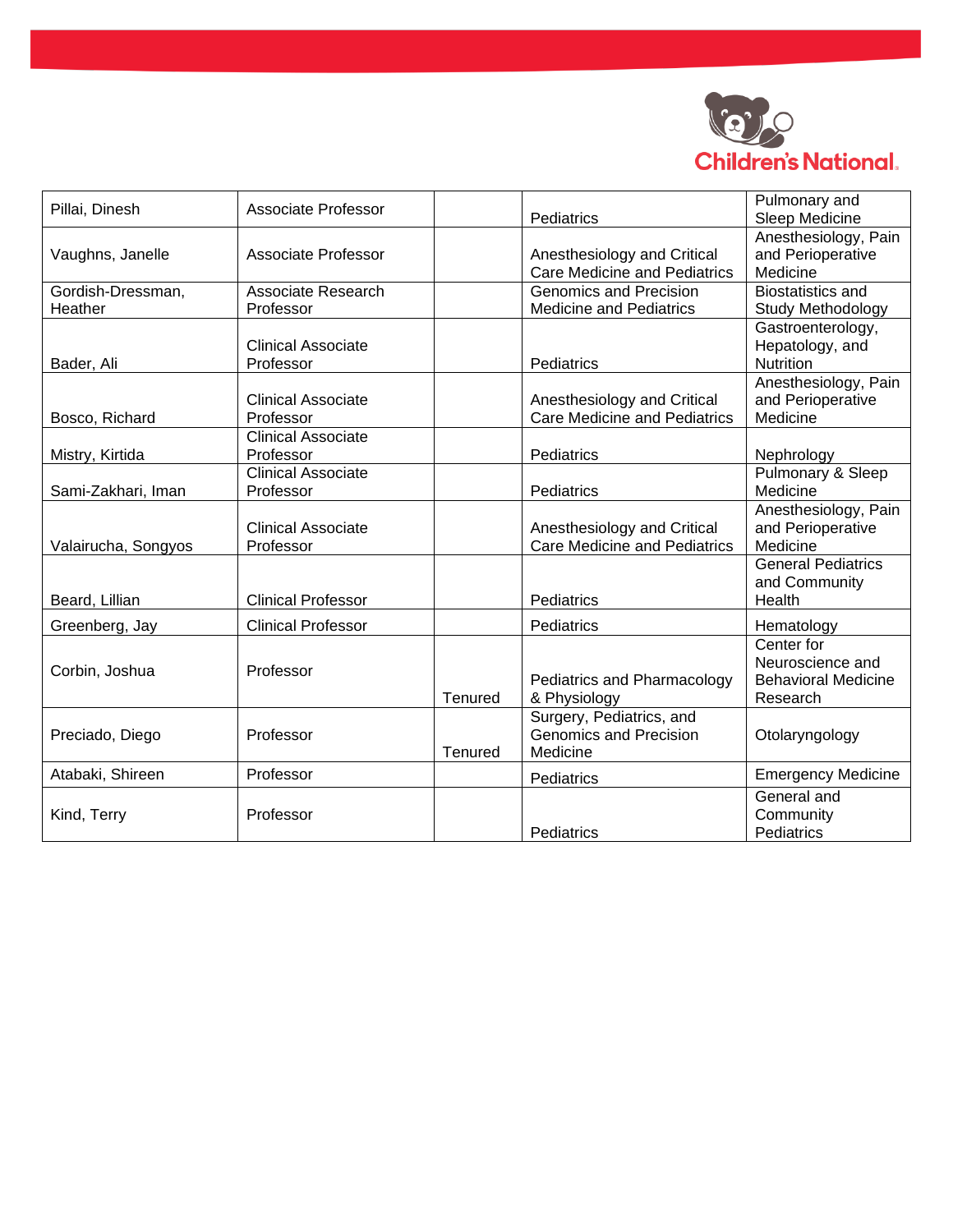| | | | | |
|---|---|---|---|---|
| Pillai, Dinesh | Associate Professor | | Pediatrics | Pulmonary and Sleep Medicine |
| Vaughns, Janelle | Associate Professor | | Anesthesiology and Critical Care Medicine and Pediatrics | Anesthesiology, Pain and Perioperative Medicine |
| Gordish-Dressman, Heather | Associate Research Professor | | Genomics and Precision Medicine and Pediatrics | Biostatistics and Study Methodology |
| Bader, Ali | Clinical Associate Professor | | Pediatrics | Gastroenterology, Hepatology, and Nutrition |
| Bosco, Richard | Clinical Associate Professor | | Anesthesiology and Critical Care Medicine and Pediatrics | Anesthesiology, Pain and Perioperative Medicine |
| Mistry, Kirtida | Clinical Associate Professor | | Pediatrics | Nephrology |
| Sami-Zakhari, Iman | Clinical Associate Professor | | Pediatrics | Pulmonary & Sleep Medicine |
| Valairucha, Songyos | Clinical Associate Professor | | Anesthesiology and Critical Care Medicine and Pediatrics | Anesthesiology, Pain and Perioperative Medicine |
| Beard, Lillian | Clinical Professor | | Pediatrics | General Pediatrics and Community Health |
| Greenberg, Jay | Clinical Professor | | Pediatrics | Hematology |
| Corbin, Joshua | Professor | Tenured | Pediatrics and Pharmacology & Physiology | Center for Neuroscience and Behavioral Medicine Research |
| Preciado, Diego | Professor | Tenured | Surgery, Pediatrics, and Genomics and Precision Medicine | Otolaryngology |
| Atabaki, Shireen | Professor | | Pediatrics | Emergency Medicine |
| Kind, Terry | Professor | | Pediatrics | General and Community Pediatrics |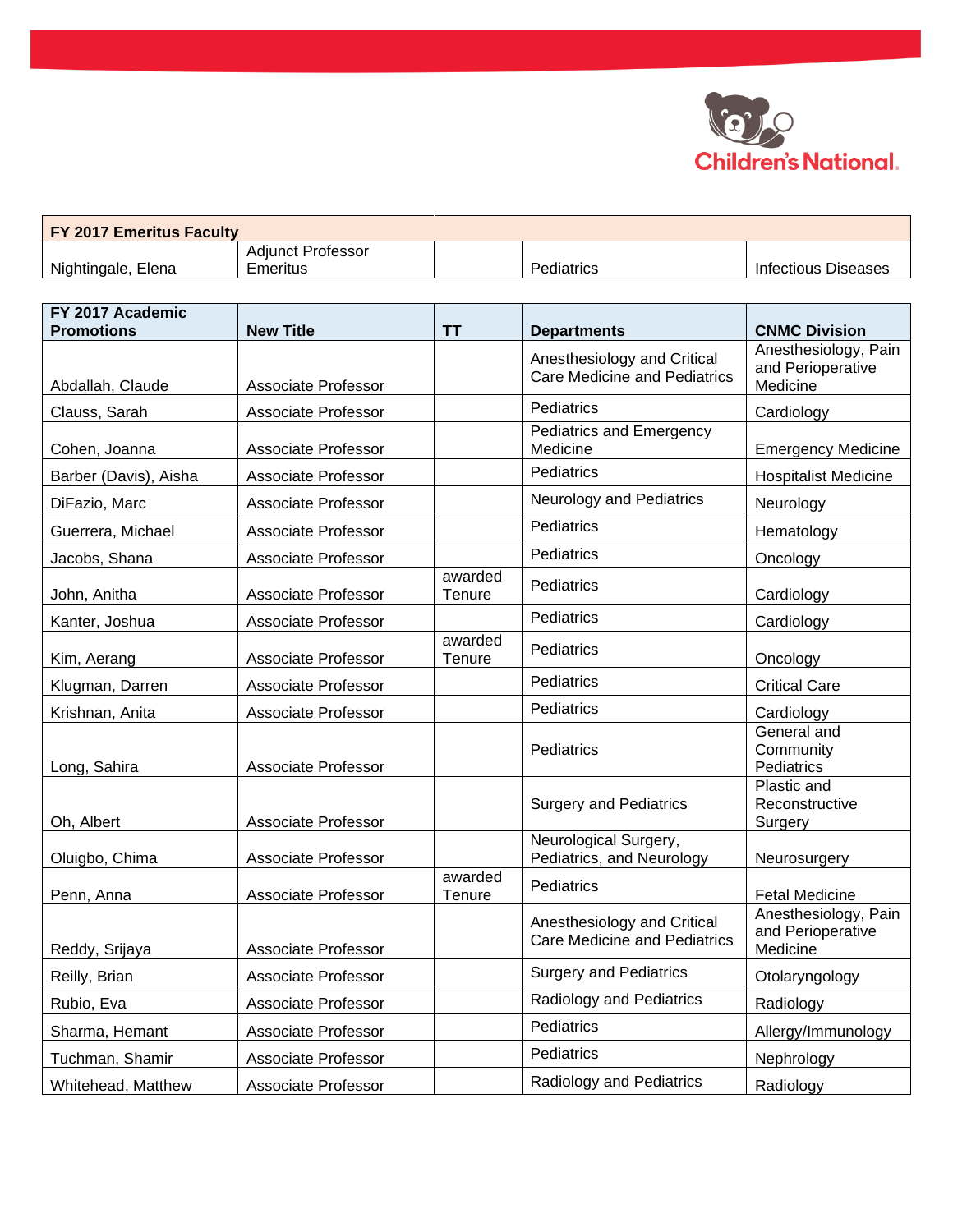| FY 2017 Emeritus Faculty | | | | |
|---|---|---|---|---|
| Nightingale, Elena | Adjunct Professor Emeritus | | Pediatrics | Infectious Diseases |

| FY 2017 Academic Promotions | New Title | TT | Departments | CNMC Division |
|---|---|---|---|---|
| Abdallah, Claude | Associate Professor | | Anesthesiology and Critical Care Medicine and Pediatrics | Anesthesiology, Pain and Perioperative Medicine |
| Clauss, Sarah | Associate Professor | | Pediatrics | Cardiology |
| Cohen, Joanna | Associate Professor | | Pediatrics and Emergency Medicine | Emergency Medicine |
| Barber (Davis), Aisha | Associate Professor | | Pediatrics | Hospitalist Medicine |
| DiFazio, Marc | Associate Professor | | Neurology and Pediatrics | Neurology |
| Guerrera, Michael | Associate Professor | | Pediatrics | Hematology |
| Jacobs, Shana | Associate Professor | | Pediatrics | Oncology |
| John, Anitha | Associate Professor | awarded Tenure | Pediatrics | Cardiology |
| Kanter, Joshua | Associate Professor | | Pediatrics | Cardiology |
| Kim, Aerang | Associate Professor | awarded Tenure | Pediatrics | Oncology |
| Klugman, Darren | Associate Professor | | Pediatrics | Critical Care |
| Krishnan, Anita | Associate Professor | | Pediatrics | Cardiology |
| Long, Sahira | Associate Professor | | Pediatrics | General and Community Pediatrics |
| Oh, Albert | Associate Professor | | Surgery and Pediatrics | Plastic and Reconstructive Surgery |
| Oluigbo, Chima | Associate Professor | | Neurological Surgery, Pediatrics, and Neurology | Neurosurgery |
| Penn, Anna | Associate Professor | awarded Tenure | Pediatrics | Fetal Medicine |
| Reddy, Srijaya | Associate Professor | | Anesthesiology and Critical Care Medicine and Pediatrics | Anesthesiology, Pain and Perioperative Medicine |
| Reilly, Brian | Associate Professor | | Surgery and Pediatrics | Otolaryngology |
| Rubio, Eva | Associate Professor | | Radiology and Pediatrics | Radiology |
| Sharma, Hemant | Associate Professor | | Pediatrics | Allergy/Immunology |
| Tuchman, Shamir | Associate Professor | | Pediatrics | Nephrology |
| Whitehead, Matthew | Associate Professor | | Radiology and Pediatrics | Radiology |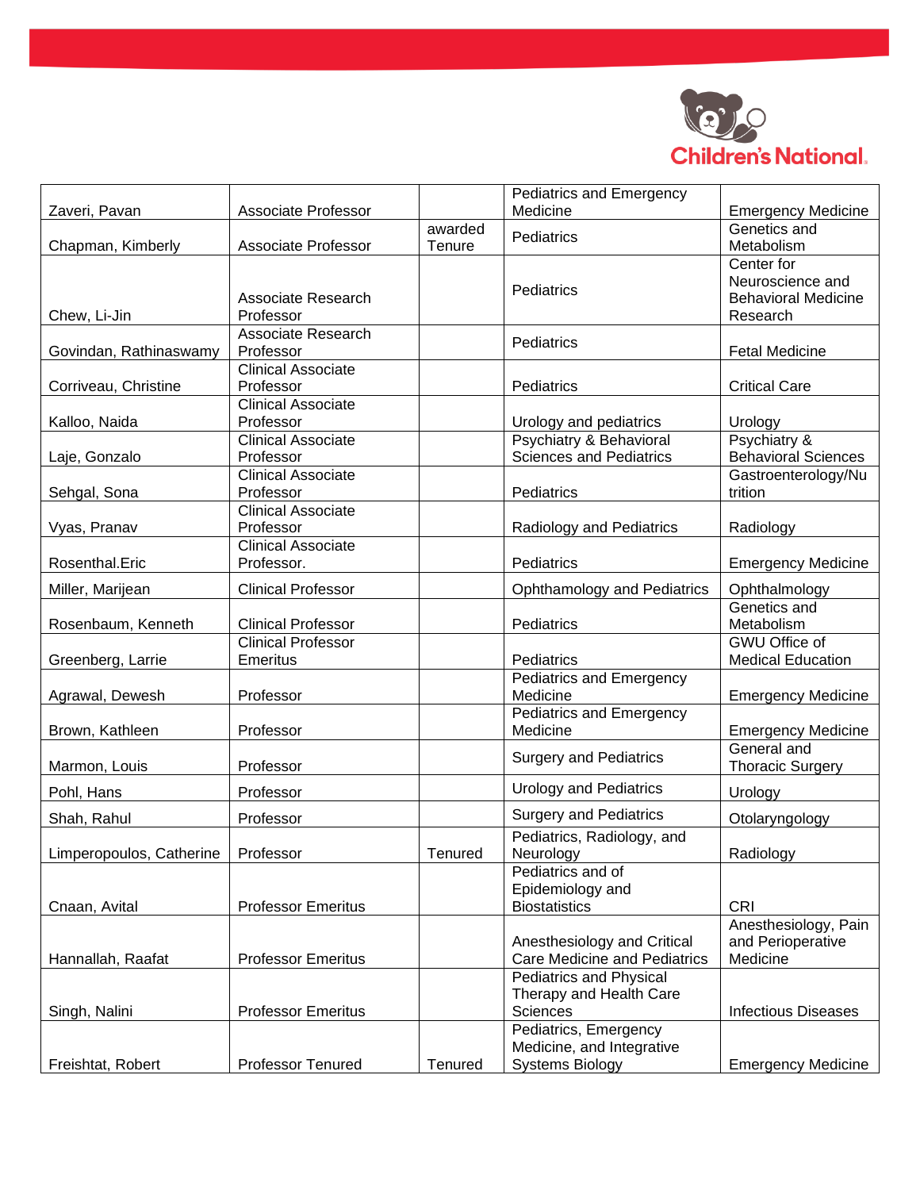| | | | | |
|---|---|---|---|---|
| Zaveri, Pavan | Associate Professor | | Pediatrics and Emergency Medicine | Emergency Medicine |
| Chapman, Kimberly | Associate Professor | awarded Tenure | Pediatrics | Genetics and Metabolism |
| Chew, Li-Jin | Associate Research Professor | | Pediatrics | Center for Neuroscience and Behavioral Medicine Research |
| Govindan, Rathinaswamy | Associate Research Professor | | Pediatrics | Fetal Medicine |
| Corriveau, Christine | Clinical Associate Professor | | Pediatrics | Critical Care |
| Kalloo, Naida | Clinical Associate Professor | | Urology and pediatrics | Urology |
| Laje, Gonzalo | Clinical Associate Professor | | Psychiatry & Behavioral Sciences and Pediatrics | Psychiatry & Behavioral Sciences |
| Sehgal, Sona | Clinical Associate Professor | | Pediatrics | Gastroenterology/Nutrition |
| Vyas, Pranav | Clinical Associate Professor | | Radiology and Pediatrics | Radiology |
| Rosenthal.Eric | Clinical Associate Professor. | | Pediatrics | Emergency Medicine |
| Miller, Marijean | Clinical Professor | | Ophthamology and Pediatrics | Ophthalmology |
| Rosenbaum, Kenneth | Clinical Professor | | Pediatrics | Genetics and Metabolism |
| Greenberg, Larrie | Clinical Professor Emeritus | | Pediatrics | GWU Office of Medical Education |
| Agrawal, Dewesh | Professor | | Pediatrics and Emergency Medicine | Emergency Medicine |
| Brown, Kathleen | Professor | | Pediatrics and Emergency Medicine | Emergency Medicine |
| Marmon, Louis | Professor | | Surgery and Pediatrics | General and Thoracic Surgery |
| Pohl, Hans | Professor | | Urology and Pediatrics | Urology |
| Shah, Rahul | Professor | | Surgery and Pediatrics | Otolaryngology |
| Limperopoulos, Catherine | Professor | Tenured | Pediatrics, Radiology, and Neurology | Radiology |
| Cnaan, Avital | Professor Emeritus | | Pediatrics and of Epidemiology and Biostatistics | CRI |
| Hannallah, Raafat | Professor Emeritus | | Anesthesiology and Critical Care Medicine and Pediatrics | Anesthesiology, Pain and Perioperative Medicine |
| Singh, Nalini | Professor Emeritus | | Pediatrics and Physical Therapy and Health Care Sciences | Infectious Diseases |
| Freishtat, Robert | Professor Tenured | Tenured | Pediatrics, Emergency Medicine, and Integrative Systems Biology | Emergency Medicine |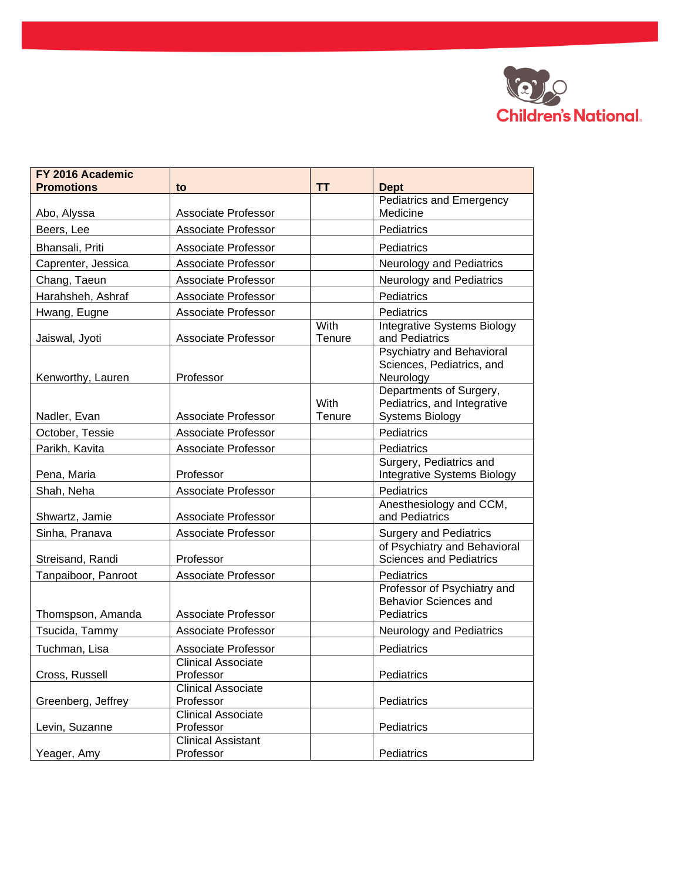| FY 2016 Academic Promotions | to | TT | Dept |
|---|---|---|---|
| Abo, Alyssa | Associate Professor | | Pediatrics and Emergency Medicine |
| Beers, Lee | Associate Professor | | Pediatrics |
| Bhansali, Priti | Associate Professor | | Pediatrics |
| Caprenter, Jessica | Associate Professor | | Neurology and Pediatrics |
| Chang, Taeun | Associate Professor | | Neurology and Pediatrics |
| Harahsheh, Ashraf | Associate Professor | | Pediatrics |
| Hwang, Eugne | Associate Professor | | Pediatrics |
| Jaiswal, Jyoti | Associate Professor | With Tenure | Integrative Systems Biology and Pediatrics |
| Kenworthy, Lauren | Professor | | Psychiatry and Behavioral Sciences, Pediatrics, and Neurology |
| Nadler, Evan | Associate Professor | With Tenure | Departments of Surgery, Pediatrics, and Integrative Systems Biology |
| October, Tessie | Associate Professor | | Pediatrics |
| Parikh, Kavita | Associate Professor | | Pediatrics |
| Pena, Maria | Professor | | Surgery, Pediatrics and Integrative Systems Biology |
| Shah, Neha | Associate Professor | | Pediatrics |
| Shwartz, Jamie | Associate Professor | | Anesthesiology and CCM, and Pediatrics |
| Sinha, Pranava | Associate Professor | | Surgery and Pediatrics |
| Streisand, Randi | Professor | | of Psychiatry and Behavioral Sciences and Pediatrics |
| Tanpaiboor, Panroot | Associate Professor | | Pediatrics |
| Thomspson, Amanda | Associate Professor | | Professor of Psychiatry and Behavior Sciences and Pediatrics |
| Tsucida, Tammy | Associate Professor | | Neurology and Pediatrics |
| Tuchman, Lisa | Associate Professor | | Pediatrics |
| Cross, Russell | Clinical Associate Professor | | Pediatrics |
| Greenberg, Jeffrey | Clinical Associate Professor | | Pediatrics |
| Levin, Suzanne | Clinical Associate Professor | | Pediatrics |
| Yeager, Amy | Clinical Assistant Professor | | Pediatrics |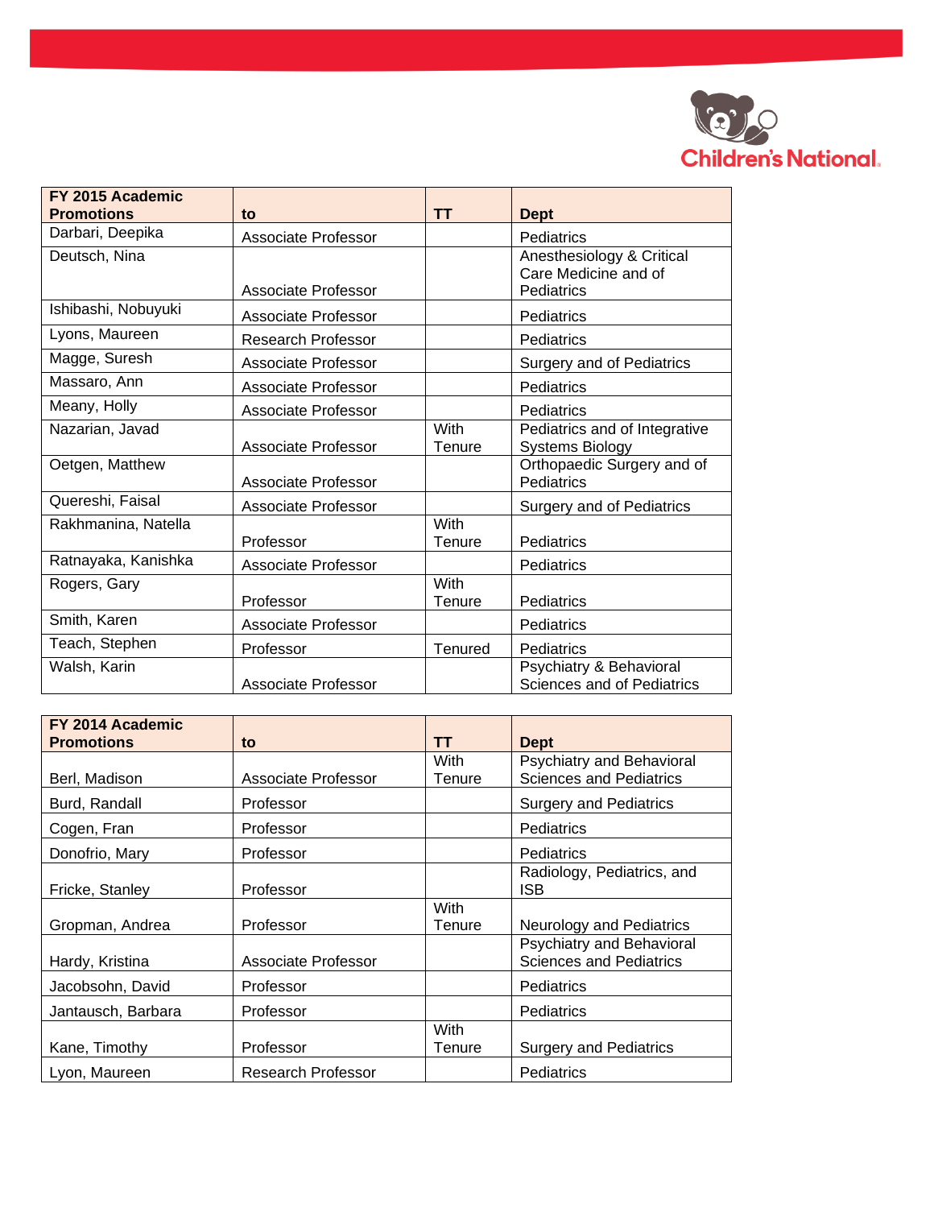| FY 2015 Academic Promotions | to | TT | Dept |
|---|---|---|---|
| Darbari, Deepika | Associate Professor | | Pediatrics |
| Deutsch, Nina | Associate Professor | | Anesthesiology & Critical Care Medicine and of Pediatrics |
| Ishibashi, Nobuyuki | Associate Professor | | Pediatrics |
| Lyons, Maureen | Research Professor | | Pediatrics |
| Magge, Suresh | Associate Professor | | Surgery and of Pediatrics |
| Massaro, Ann | Associate Professor | | Pediatrics |
| Meany, Holly | Associate Professor | | Pediatrics |
| Nazarian, Javad | Associate Professor | With Tenure | Pediatrics and of Integrative Systems Biology |
| Oetgen, Matthew | Associate Professor | | Orthopaedic Surgery and of Pediatrics |
| Quereshi, Faisal | Associate Professor | | Surgery and of Pediatrics |
| Rakhmanina, Natella | Professor | With Tenure | Pediatrics |
| Ratnayaka, Kanishka | Associate Professor | | Pediatrics |
| Rogers, Gary | Professor | With Tenure | Pediatrics |
| Smith, Karen | Associate Professor | | Pediatrics |
| Teach, Stephen | Professor | Tenured | Pediatrics |
| Walsh, Karin | Associate Professor | | Psychiatry & Behavioral Sciences and of Pediatrics |

| FY 2014 Academic Promotions | to | TT | Dept |
|---|---|---|---|
| Berl, Madison | Associate Professor | With Tenure | Psychiatry and Behavioral Sciences and Pediatrics |
| Burd, Randall | Professor | | Surgery and Pediatrics |
| Cogen, Fran | Professor | | Pediatrics |
| Donofrio, Mary | Professor | | Pediatrics |
| Fricke, Stanley | Professor | | Radiology, Pediatrics, and ISB |
| Gropman, Andrea | Professor | With Tenure | Neurology and Pediatrics |
| Hardy, Kristina | Associate Professor | | Psychiatry and Behavioral Sciences and Pediatrics |
| Jacobsohn, David | Professor | | Pediatrics |
| Jantausch, Barbara | Professor | | Pediatrics |
| Kane, Timothy | Professor | With Tenure | Surgery and Pediatrics |
| Lyon, Maureen | Research Professor | | Pediatrics |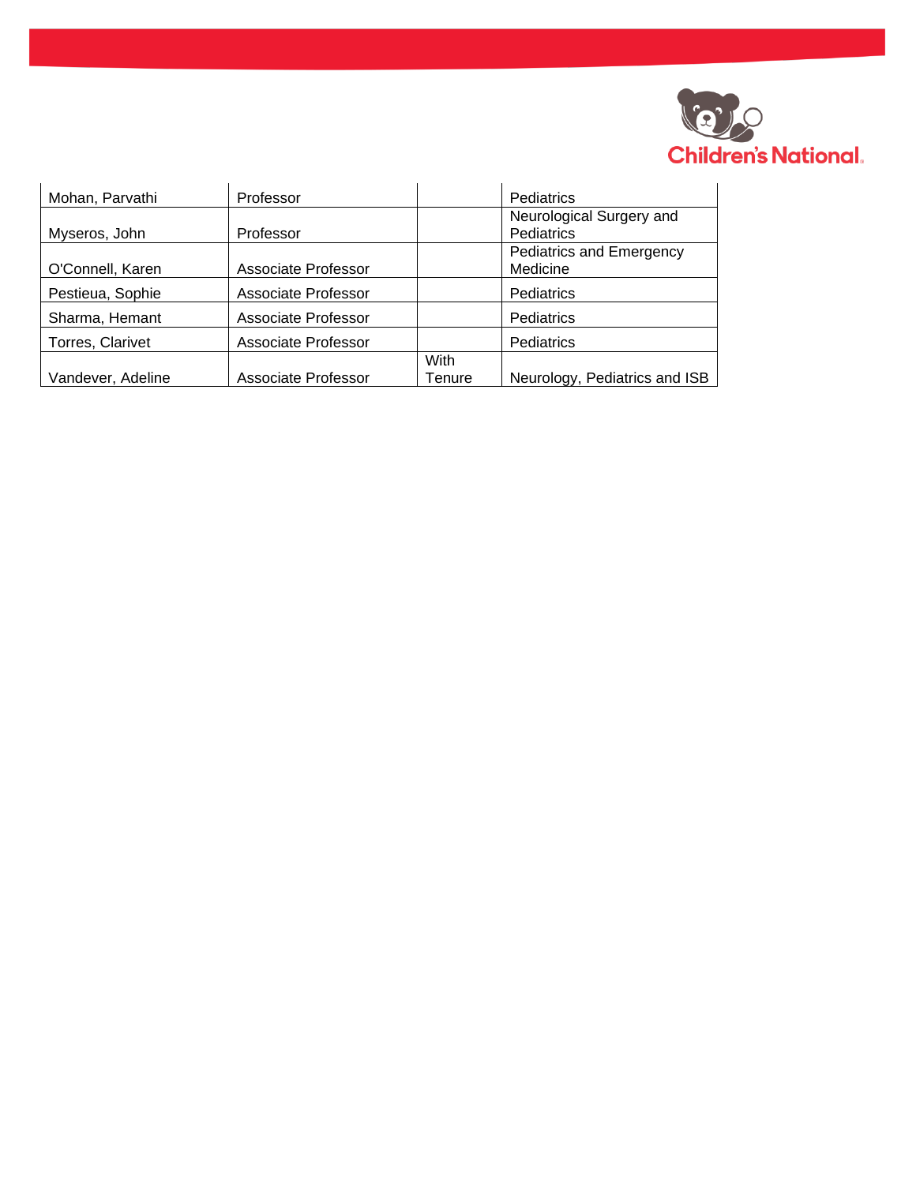| | | | |
|---|---|---|---|
| Mohan, Parvathi | Professor | | Pediatrics |
| Myseros, John | Professor | | Neurological Surgery and Pediatrics |
| O'Connell, Karen | Associate Professor | | Pediatrics and Emergency Medicine |
| Pestieua, Sophie | Associate Professor | | Pediatrics |
| Sharma, Hemant | Associate Professor | | Pediatrics |
| Torres, Clarivet | Associate Professor | | Pediatrics |
| Vandever, Adeline | Associate Professor | With Tenure | Neurology, Pediatrics and ISB |